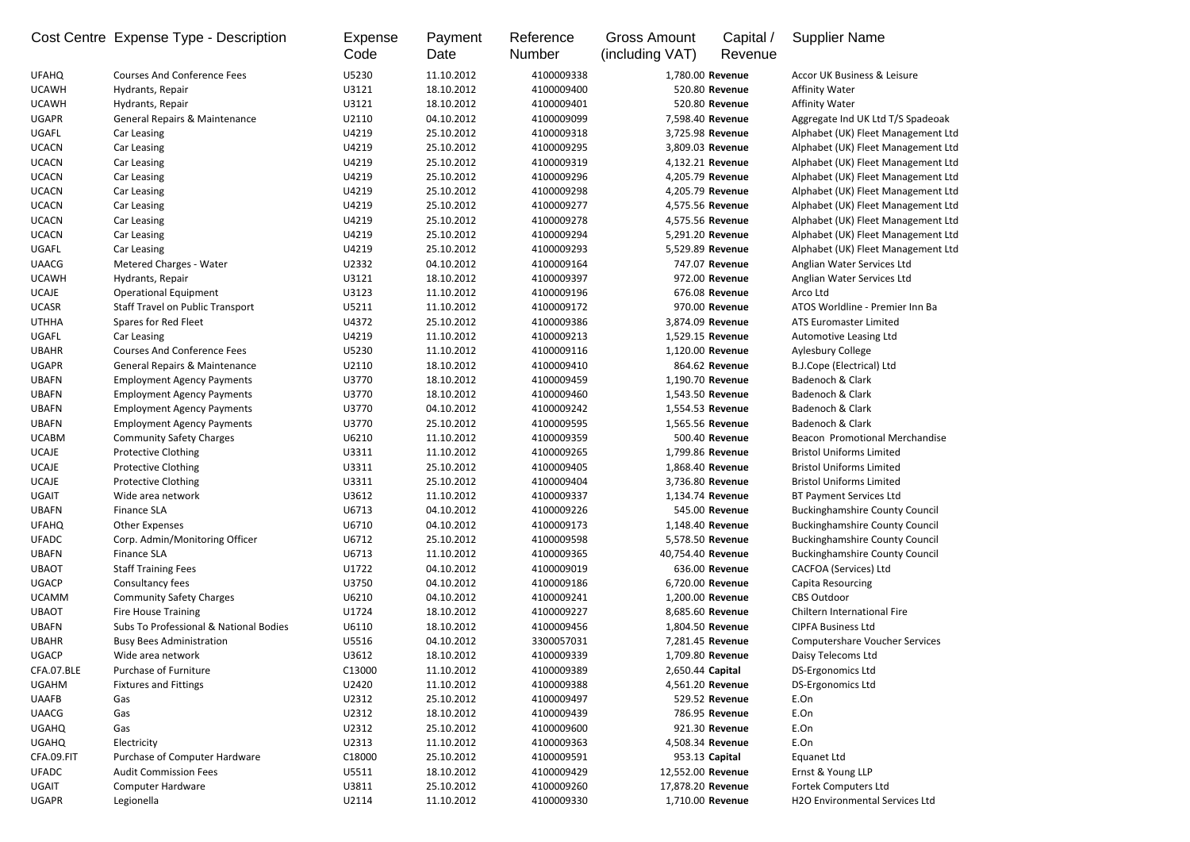| Cost Centre | Expense Type - Description | Expense Code | Payment Date | Reference Number | Gross Amount (including VAT) | Capital / Revenue | Supplier Name |
|---|---|---|---|---|---|---|---|
| UFAHQ | Courses And Conference Fees | U5230 | 11.10.2012 | 4100009338 | 1,780.00 | **Revenue** | Accor UK Business & Leisure |
| UCAWH | Hydrants, Repair | U3121 | 18.10.2012 | 4100009400 | 520.80 | **Revenue** | Affinity Water |
| UCAWH | Hydrants, Repair | U3121 | 18.10.2012 | 4100009401 | 520.80 | **Revenue** | Affinity Water |
| UGAPR | General Repairs & Maintenance | U2110 | 04.10.2012 | 4100009099 | 7,598.40 | **Revenue** | Aggregate Ind UK Ltd T/S Spadeoak |
| UGAFL | Car Leasing | U4219 | 25.10.2012 | 4100009318 | 3,725.98 | **Revenue** | Alphabet (UK) Fleet Management Ltd |
| UCACN | Car Leasing | U4219 | 25.10.2012 | 4100009295 | 3,809.03 | **Revenue** | Alphabet (UK) Fleet Management Ltd |
| UCACN | Car Leasing | U4219 | 25.10.2012 | 4100009319 | 4,132.21 | **Revenue** | Alphabet (UK) Fleet Management Ltd |
| UCACN | Car Leasing | U4219 | 25.10.2012 | 4100009296 | 4,205.79 | **Revenue** | Alphabet (UK) Fleet Management Ltd |
| UCACN | Car Leasing | U4219 | 25.10.2012 | 4100009298 | 4,205.79 | **Revenue** | Alphabet (UK) Fleet Management Ltd |
| UCACN | Car Leasing | U4219 | 25.10.2012 | 4100009277 | 4,575.56 | **Revenue** | Alphabet (UK) Fleet Management Ltd |
| UCACN | Car Leasing | U4219 | 25.10.2012 | 4100009278 | 4,575.56 | **Revenue** | Alphabet (UK) Fleet Management Ltd |
| UCACN | Car Leasing | U4219 | 25.10.2012 | 4100009294 | 5,291.20 | **Revenue** | Alphabet (UK) Fleet Management Ltd |
| UGAFL | Car Leasing | U4219 | 25.10.2012 | 4100009293 | 5,529.89 | **Revenue** | Alphabet (UK) Fleet Management Ltd |
| UAACG | Metered Charges - Water | U2332 | 04.10.2012 | 4100009164 | 747.07 | **Revenue** | Anglian Water Services Ltd |
| UCAWH | Hydrants, Repair | U3121 | 18.10.2012 | 4100009397 | 972.00 | **Revenue** | Anglian Water Services Ltd |
| UCAJE | Operational Equipment | U3123 | 11.10.2012 | 4100009196 | 676.08 | **Revenue** | Arco Ltd |
| UCASR | Staff Travel on Public Transport | U5211 | 11.10.2012 | 4100009172 | 970.00 | **Revenue** | ATOS Worldline - Premier Inn Ba |
| UTHHA | Spares for Red Fleet | U4372 | 25.10.2012 | 4100009386 | 3,874.09 | **Revenue** | ATS Euromaster Limited |
| UGAFL | Car Leasing | U4219 | 11.10.2012 | 4100009213 | 1,529.15 | **Revenue** | Automotive Leasing Ltd |
| UBAHR | Courses And Conference Fees | U5230 | 11.10.2012 | 4100009116 | 1,120.00 | **Revenue** | Aylesbury College |
| UGAPR | General Repairs & Maintenance | U2110 | 18.10.2012 | 4100009410 | 864.62 | **Revenue** | B.J.Cope (Electrical) Ltd |
| UBAFN | Employment Agency Payments | U3770 | 18.10.2012 | 4100009459 | 1,190.70 | **Revenue** | Badenoch & Clark |
| UBAFN | Employment Agency Payments | U3770 | 18.10.2012 | 4100009460 | 1,543.50 | **Revenue** | Badenoch & Clark |
| UBAFN | Employment Agency Payments | U3770 | 04.10.2012 | 4100009242 | 1,554.53 | **Revenue** | Badenoch & Clark |
| UBAFN | Employment Agency Payments | U3770 | 25.10.2012 | 4100009595 | 1,565.56 | **Revenue** | Badenoch & Clark |
| UCABM | Community Safety Charges | U6210 | 11.10.2012 | 4100009359 | 500.40 | **Revenue** | Beacon Promotional Merchandise |
| UCAJE | Protective Clothing | U3311 | 11.10.2012 | 4100009265 | 1,799.86 | **Revenue** | Bristol Uniforms Limited |
| UCAJE | Protective Clothing | U3311 | 25.10.2012 | 4100009405 | 1,868.40 | **Revenue** | Bristol Uniforms Limited |
| UCAJE | Protective Clothing | U3311 | 25.10.2012 | 4100009404 | 3,736.80 | **Revenue** | Bristol Uniforms Limited |
| UGAIT | Wide area network | U3612 | 11.10.2012 | 4100009337 | 1,134.74 | **Revenue** | BT Payment Services Ltd |
| UBAFN | Finance SLA | U6713 | 04.10.2012 | 4100009226 | 545.00 | **Revenue** | Buckinghamshire County Council |
| UFAHQ | Other Expenses | U6710 | 04.10.2012 | 4100009173 | 1,148.40 | **Revenue** | Buckinghamshire County Council |
| UFADC | Corp. Admin/Monitoring Officer | U6712 | 25.10.2012 | 4100009598 | 5,578.50 | **Revenue** | Buckinghamshire County Council |
| UBAFN | Finance SLA | U6713 | 11.10.2012 | 4100009365 | 40,754.40 | **Revenue** | Buckinghamshire County Council |
| UBAOT | Staff Training Fees | U1722 | 04.10.2012 | 4100009019 | 636.00 | **Revenue** | CACFOA (Services) Ltd |
| UGACP | Consultancy fees | U3750 | 04.10.2012 | 4100009186 | 6,720.00 | **Revenue** | Capita Resourcing |
| UCAMM | Community Safety Charges | U6210 | 04.10.2012 | 4100009241 | 1,200.00 | **Revenue** | CBS Outdoor |
| UBAOT | Fire House Training | U1724 | 18.10.2012 | 4100009227 | 8,685.60 | **Revenue** | Chiltern International Fire |
| UBAFN | Subs To Professional & National Bodies | U6110 | 18.10.2012 | 4100009456 | 1,804.50 | **Revenue** | CIPFA Business Ltd |
| UBAHR | Busy Bees Administration | U5516 | 04.10.2012 | 3300057031 | 7,281.45 | **Revenue** | Computershare Voucher Services |
| UGACP | Wide area network | U3612 | 18.10.2012 | 4100009339 | 1,709.80 | **Revenue** | Daisy Telecoms Ltd |
| CFA.07.BLE | Purchase of Furniture | C13000 | 11.10.2012 | 4100009389 | 2,650.44 | **Capital** | DS-Ergonomics Ltd |
| UGAHM | Fixtures and Fittings | U2420 | 11.10.2012 | 4100009388 | 4,561.20 | **Revenue** | DS-Ergonomics Ltd |
| UAAFB | Gas | U2312 | 25.10.2012 | 4100009497 | 529.52 | **Revenue** | E.On |
| UAACG | Gas | U2312 | 18.10.2012 | 4100009439 | 786.95 | **Revenue** | E.On |
| UGAHQ | Gas | U2312 | 25.10.2012 | 4100009600 | 921.30 | **Revenue** | E.On |
| UGAHQ | Electricity | U2313 | 11.10.2012 | 4100009363 | 4,508.34 | **Revenue** | E.On |
| CFA.09.FIT | Purchase of Computer Hardware | C18000 | 25.10.2012 | 4100009591 | 953.13 | **Capital** | Equanet Ltd |
| UFADC | Audit Commission Fees | U5511 | 18.10.2012 | 4100009429 | 12,552.00 | **Revenue** | Ernst & Young LLP |
| UGAIT | Computer Hardware | U3811 | 25.10.2012 | 4100009260 | 17,878.20 | **Revenue** | Fortek Computers Ltd |
| UGAPR | Legionella | U2114 | 11.10.2012 | 4100009330 | 1,710.00 | **Revenue** | H2O Environmental Services Ltd |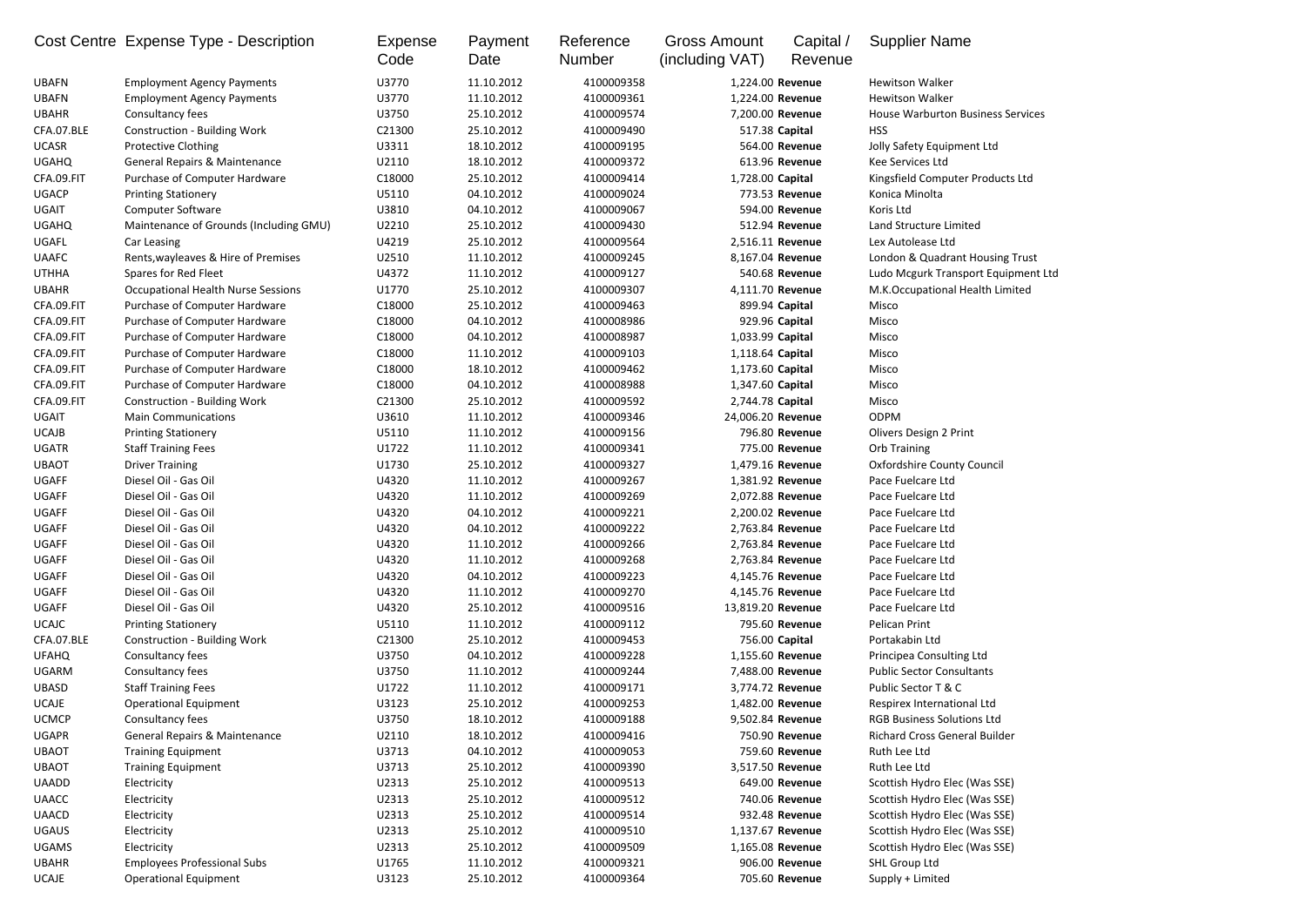| Cost Centre | Expense Type - Description | Expense Code | Payment Date | Reference Number | Gross Amount (including VAT) | Capital / Revenue | Supplier Name |
|---|---|---|---|---|---|---|---|
| UBAFN | Employment Agency Payments | U3770 | 11.10.2012 | 4100009358 | 1,224.00 | **Revenue** | Hewitson Walker |
| UBAFN | Employment Agency Payments | U3770 | 11.10.2012 | 4100009361 | 1,224.00 | **Revenue** | Hewitson Walker |
| UBAHR | Consultancy fees | U3750 | 25.10.2012 | 4100009574 | 7,200.00 | **Revenue** | House Warburton Business Services |
| CFA.07.BLE | Construction - Building Work | C21300 | 25.10.2012 | 4100009490 | 517.38 | **Capital** | HSS |
| UCASR | Protective Clothing | U3311 | 18.10.2012 | 4100009195 | 564.00 | **Revenue** | Jolly Safety Equipment Ltd |
| UGAHQ | General Repairs & Maintenance | U2110 | 18.10.2012 | 4100009372 | 613.96 | **Revenue** | Kee Services Ltd |
| CFA.09.FIT | Purchase of Computer Hardware | C18000 | 25.10.2012 | 4100009414 | 1,728.00 | **Capital** | Kingsfield Computer Products Ltd |
| UGACP | Printing Stationery | U5110 | 04.10.2012 | 4100009024 | 773.53 | **Revenue** | Konica Minolta |
| UGAIT | Computer Software | U3810 | 04.10.2012 | 4100009067 | 594.00 | **Revenue** | Koris Ltd |
| UGAHQ | Maintenance of Grounds (Including GMU) | U2210 | 25.10.2012 | 4100009430 | 512.94 | **Revenue** | Land Structure Limited |
| UGAFL | Car Leasing | U4219 | 25.10.2012 | 4100009564 | 2,516.11 | **Revenue** | Lex Autolease Ltd |
| UAAFC | Rents,wayleaves & Hire of Premises | U2510 | 11.10.2012 | 4100009245 | 8,167.04 | **Revenue** | London & Quadrant Housing Trust |
| UTHHA | Spares for Red Fleet | U4372 | 11.10.2012 | 4100009127 | 540.68 | **Revenue** | Ludo Mcgurk Transport Equipment Ltd |
| UBAHR | Occupational Health Nurse Sessions | U1770 | 25.10.2012 | 4100009307 | 4,111.70 | **Revenue** | M.K.Occupational Health Limited |
| CFA.09.FIT | Purchase of Computer Hardware | C18000 | 25.10.2012 | 4100009463 | 899.94 | **Capital** | Misco |
| CFA.09.FIT | Purchase of Computer Hardware | C18000 | 04.10.2012 | 4100008986 | 929.96 | **Capital** | Misco |
| CFA.09.FIT | Purchase of Computer Hardware | C18000 | 04.10.2012 | 4100008987 | 1,033.99 | **Capital** | Misco |
| CFA.09.FIT | Purchase of Computer Hardware | C18000 | 11.10.2012 | 4100009103 | 1,118.64 | **Capital** | Misco |
| CFA.09.FIT | Purchase of Computer Hardware | C18000 | 18.10.2012 | 4100009462 | 1,173.60 | **Capital** | Misco |
| CFA.09.FIT | Purchase of Computer Hardware | C18000 | 04.10.2012 | 4100008988 | 1,347.60 | **Capital** | Misco |
| CFA.09.FIT | Construction - Building Work | C21300 | 25.10.2012 | 4100009592 | 2,744.78 | **Capital** | Misco |
| UGAIT | Main Communications | U3610 | 11.10.2012 | 4100009346 | 24,006.20 | **Revenue** | ODPM |
| UCAJB | Printing Stationery | U5110 | 11.10.2012 | 4100009156 | 796.80 | **Revenue** | Olivers Design 2 Print |
| UGATR | Staff Training Fees | U1722 | 11.10.2012 | 4100009341 | 775.00 | **Revenue** | Orb Training |
| UBAOT | Driver Training | U1730 | 25.10.2012 | 4100009327 | 1,479.16 | **Revenue** | Oxfordshire County Council |
| UGAFF | Diesel Oil - Gas Oil | U4320 | 11.10.2012 | 4100009267 | 1,381.92 | **Revenue** | Pace Fuelcare Ltd |
| UGAFF | Diesel Oil - Gas Oil | U4320 | 11.10.2012 | 4100009269 | 2,072.88 | **Revenue** | Pace Fuelcare Ltd |
| UGAFF | Diesel Oil - Gas Oil | U4320 | 04.10.2012 | 4100009221 | 2,200.02 | **Revenue** | Pace Fuelcare Ltd |
| UGAFF | Diesel Oil - Gas Oil | U4320 | 04.10.2012 | 4100009222 | 2,763.84 | **Revenue** | Pace Fuelcare Ltd |
| UGAFF | Diesel Oil - Gas Oil | U4320 | 11.10.2012 | 4100009266 | 2,763.84 | **Revenue** | Pace Fuelcare Ltd |
| UGAFF | Diesel Oil - Gas Oil | U4320 | 11.10.2012 | 4100009268 | 2,763.84 | **Revenue** | Pace Fuelcare Ltd |
| UGAFF | Diesel Oil - Gas Oil | U4320 | 04.10.2012 | 4100009223 | 4,145.76 | **Revenue** | Pace Fuelcare Ltd |
| UGAFF | Diesel Oil - Gas Oil | U4320 | 11.10.2012 | 4100009270 | 4,145.76 | **Revenue** | Pace Fuelcare Ltd |
| UGAFF | Diesel Oil - Gas Oil | U4320 | 25.10.2012 | 4100009516 | 13,819.20 | **Revenue** | Pace Fuelcare Ltd |
| UCAJC | Printing Stationery | U5110 | 11.10.2012 | 4100009112 | 795.60 | **Revenue** | Pelican Print |
| CFA.07.BLE | Construction - Building Work | C21300 | 25.10.2012 | 4100009453 | 756.00 | **Capital** | Portakabin Ltd |
| UFAHQ | Consultancy fees | U3750 | 04.10.2012 | 4100009228 | 1,155.60 | **Revenue** | Principea Consulting Ltd |
| UGARM | Consultancy fees | U3750 | 11.10.2012 | 4100009244 | 7,488.00 | **Revenue** | Public Sector Consultants |
| UBASD | Staff Training Fees | U1722 | 11.10.2012 | 4100009171 | 3,774.72 | **Revenue** | Public Sector T & C |
| UCAJE | Operational Equipment | U3123 | 25.10.2012 | 4100009253 | 1,482.00 | **Revenue** | Respirex International Ltd |
| UCMCP | Consultancy fees | U3750 | 18.10.2012 | 4100009188 | 9,502.84 | **Revenue** | RGB Business Solutions Ltd |
| UGAPR | General Repairs & Maintenance | U2110 | 18.10.2012 | 4100009416 | 750.90 | **Revenue** | Richard Cross General Builder |
| UBAOT | Training Equipment | U3713 | 04.10.2012 | 4100009053 | 759.60 | **Revenue** | Ruth Lee Ltd |
| UBAOT | Training Equipment | U3713 | 25.10.2012 | 4100009390 | 3,517.50 | **Revenue** | Ruth Lee Ltd |
| UAADD | Electricity | U2313 | 25.10.2012 | 4100009513 | 649.00 | **Revenue** | Scottish Hydro Elec (Was SSE) |
| UAACC | Electricity | U2313 | 25.10.2012 | 4100009512 | 740.06 | **Revenue** | Scottish Hydro Elec (Was SSE) |
| UAACD | Electricity | U2313 | 25.10.2012 | 4100009514 | 932.48 | **Revenue** | Scottish Hydro Elec (Was SSE) |
| UGAUS | Electricity | U2313 | 25.10.2012 | 4100009510 | 1,137.67 | **Revenue** | Scottish Hydro Elec (Was SSE) |
| UGAMS | Electricity | U2313 | 25.10.2012 | 4100009509 | 1,165.08 | **Revenue** | Scottish Hydro Elec (Was SSE) |
| UBAHR | Employees Professional Subs | U1765 | 11.10.2012 | 4100009321 | 906.00 | **Revenue** | SHL Group Ltd |
| UCAJE | Operational Equipment | U3123 | 25.10.2012 | 4100009364 | 705.60 | **Revenue** | Supply + Limited |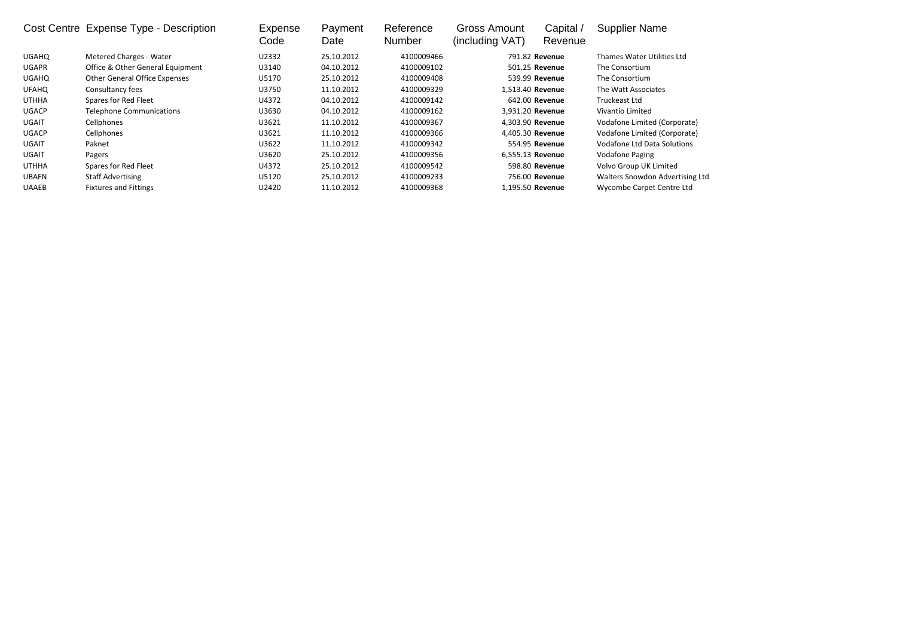| Cost Centre | Expense Type - Description | Expense Code | Payment Date | Reference Number | Gross Amount (including VAT) | Capital / Revenue | Supplier Name |
|---|---|---|---|---|---|---|---|
| UGAHQ | Metered Charges - Water | U2332 | 25.10.2012 | 4100009466 | 791.82 | **Revenue** | Thames Water Utilities Ltd |
| UGAPR | Office & Other General Equipment | U3140 | 04.10.2012 | 4100009102 | 501.25 | **Revenue** | The Consortium |
| UGAHQ | Other General Office Expenses | U5170 | 25.10.2012 | 4100009408 | 539.99 | **Revenue** | The Consortium |
| UFAHQ | Consultancy fees | U3750 | 11.10.2012 | 4100009329 | 1,513.40 | **Revenue** | The Watt Associates |
| UTHHA | Spares for Red Fleet | U4372 | 04.10.2012 | 4100009142 | 642.00 | **Revenue** | Truckeast Ltd |
| UGACP | Telephone Communications | U3630 | 04.10.2012 | 4100009162 | 3,931.20 | **Revenue** | Vivantio Limited |
| UGAIT | Cellphones | U3621 | 11.10.2012 | 4100009367 | 4,303.90 | **Revenue** | Vodafone Limited (Corporate) |
| UGACP | Cellphones | U3621 | 11.10.2012 | 4100009366 | 4,405.30 | **Revenue** | Vodafone Limited (Corporate) |
| UGAIT | Paknet | U3622 | 11.10.2012 | 4100009342 | 554.95 | **Revenue** | Vodafone Ltd Data Solutions |
| UGAIT | Pagers | U3620 | 25.10.2012 | 4100009356 | 6,555.13 | **Revenue** | Vodafone Paging |
| UTHHA | Spares for Red Fleet | U4372 | 25.10.2012 | 4100009542 | 598.80 | **Revenue** | Volvo Group UK Limited |
| UBAFN | Staff Advertising | U5120 | 25.10.2012 | 4100009233 | 756.00 | **Revenue** | Walters Snowdon Advertising Ltd |
| UAAEB | Fixtures and Fittings | U2420 | 11.10.2012 | 4100009368 | 1,195.50 | **Revenue** | Wycombe Carpet Centre Ltd |